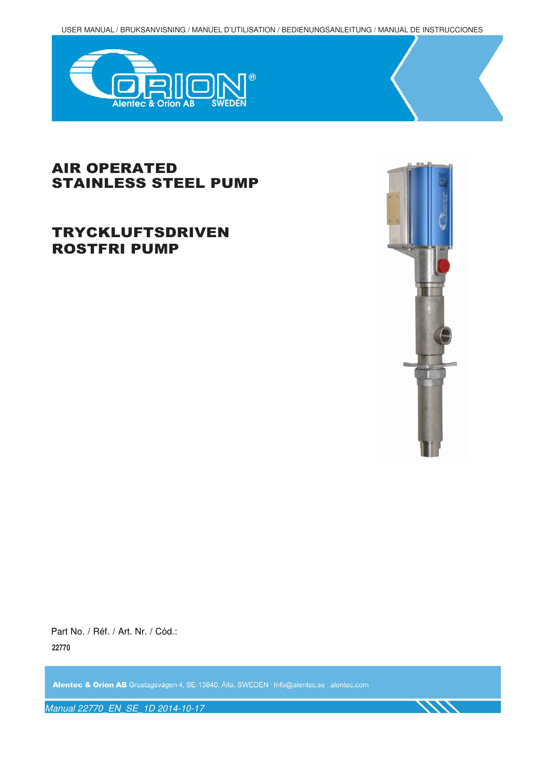USER MANUAL / BRUKSANVISNING / MANUEL D'UTILISATION / BEDIENUNGSANLEITUNG / MANUAL DE INSTRUCCIONES

ORION® Alentec & Orion AB SWEDEN

# AIR OPERATED STAINLESS STEEL PUMP

# TRYCKLUFTSDRIVEN ROSTFRI PUMP

Part No. / Réf. / Art. Nr. / Cód.:

**22770**

**Alentec & Orion AB** Grustagsvägen 4, SE-13840, Älta, SWEDEN · Info@alentec.se · alentec.com

*Manual 22770_EN_SE_1D 2014-10-17*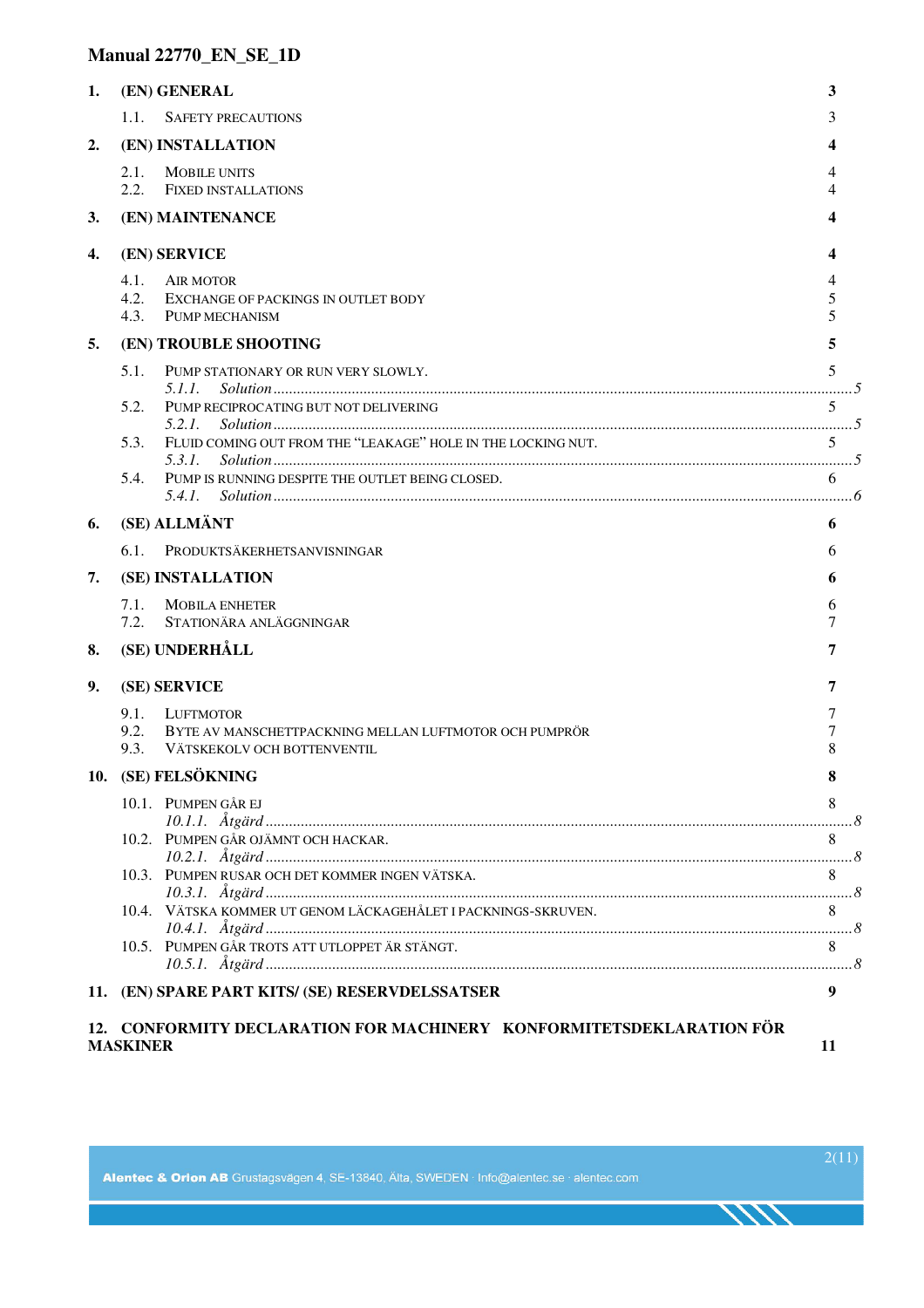# Manual 22770_EN_SE_1D

| | | |
|---|---|---|
| **1.** | **(EN) GENERAL** | **3** |
| 1.1. | SAFETY PRECAUTIONS | 3 |
| **2.** | **(EN) INSTALLATION** | **4** |
| 2.1. | MOBILE UNITS | 4 |
| 2.2. | FIXED INSTALLATIONS | 4 |
| **3.** | **(EN) MAINTENANCE** | **4** |
| **4.** | **(EN) SERVICE** | **4** |
| 4.1. | AIR MOTOR | 4 |
| 4.2. | EXCHANGE OF PACKINGS IN OUTLET BODY | 5 |
| 4.3. | PUMP MECHANISM | 5 |
| **5.** | **(EN) TROUBLE SHOOTING** | **5** |
| 5.1. | PUMP STATIONARY OR RUN VERY SLOWLY. | 5 |
| *5.1.1.* | *Solution* | *5* |
| 5.2. | PUMP RECIPROCATING BUT NOT DELIVERING | 5 |
| *5.2.1.* | *Solution* | *5* |
| 5.3. | FLUID COMING OUT FROM THE "LEAKAGE" HOLE IN THE LOCKING NUT. | 5 |
| *5.3.1.* | *Solution* | *5* |
| 5.4. | PUMP IS RUNNING DESPITE THE OUTLET BEING CLOSED. | 6 |
| *5.4.1.* | *Solution* | *6* |
| **6.** | **(SE) ALLMÄNT** | **6** |
| 6.1. | PRODUKTSÄKERHETSANVISNINGAR | 6 |
| **7.** | **(SE) INSTALLATION** | **6** |
| 7.1. | MOBILA ENHETER | 6 |
| 7.2. | STATIONÄRA ANLÄGGNINGAR | 7 |
| **8.** | **(SE) UNDERHÅLL** | **7** |
| **9.** | **(SE) SERVICE** | **7** |
| 9.1. | LUFTMOTOR | 7 |
| 9.2. | BYTE AV MANSCHETTPACKNING MELLAN LUFTMOTOR OCH PUMPRÖR | 7 |
| 9.3. | VÄTSKEKOLV OCH BOTTENVENTIL | 8 |
| **10.** | **(SE) FELSÖKNING** | **8** |
| 10.1. | PUMPEN GÅR EJ | 8 |
| *10.1.1.* | *Åtgärd* | *8* |
| 10.2. | PUMPEN GÅR OJÄMNT OCH HACKAR. | 8 |
| *10.2.1.* | *Åtgärd* | *8* |
| 10.3. | PUMPEN RUSAR OCH DET KOMMER INGEN VÄTSKA. | 8 |
| *10.3.1.* | *Åtgärd* | *8* |
| 10.4. | VÄTSKA KOMMER UT GENOM LÄCKAGEHÅLET I PACKNINGS-SKRUVEN. | 8 |
| *10.4.1.* | *Åtgärd* | *8* |
| 10.5. | PUMPEN GÅR TROTS ATT UTLOPPET ÄR STÄNGT. | 8 |
| *10.5.1.* | *Åtgärd* | *8* |
| **11.** | **(EN) SPARE PART KITS/ (SE) RESERVDELSSATSER** | **9** |
| **12.** | **CONFORMITY DECLARATION FOR MACHINERY KONFORMITETSDEKLARATION FÖR MASKINER** | **11** |

Alentec & Orion AB Grustagsvägen 4, SE-13840, Älta, SWEDEN · Info@alentec.se · alentec.com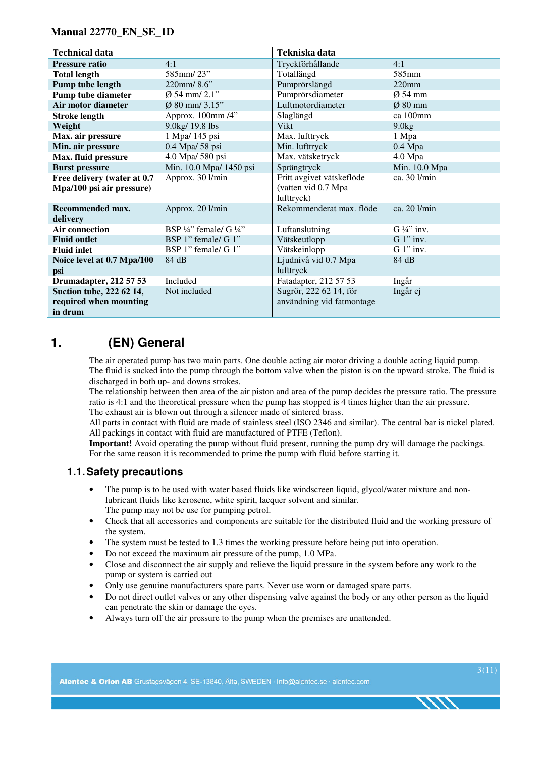| Technical data | | Tekniska data | |
|---|---|---|---|
| **Pressure ratio** | 4:1 | Tryckförhållande | 4:1 |
| **Total length** | 585mm/ 23” | Totallängd | 585mm |
| **Pump tube length** | 220mm/ 8.6” | Pumprörslängd | 220mm |
| **Pump tube diameter** | Ø 54 mm/ 2.1” | Pumprörsdiameter | Ø 54 mm |
| **Air motor diameter** | Ø 80 mm/ 3.15” | Luftmotordiameter | Ø 80 mm |
| **Stroke length** | Approx. 100mm /4” | Slaglängd | ca 100mm |
| **Weight** | 9.0kg/ 19.8 lbs | Vikt | 9.0kg |
| **Max. air pressure** | 1 Mpa/ 145 psi | Max. lufttryck | 1 Mpa |
| **Min. air pressure** | 0.4 Mpa/ 58 psi | Min. lufttryck | 0.4 Mpa |
| **Max. fluid pressure** | 4.0 Mpa/ 580 psi | Max. vätsketryck | 4.0 Mpa |
| **Burst pressure** | Min. 10.0 Mpa/ 1450 psi | Sprängtryck | Min. 10.0 Mpa |
| **Free delivery (water at 0.7 Mpa/100 psi air pressure)** | Approx. 30 l/min | Fritt avgivet vätskeflöde (vatten vid 0.7 Mpa lufttryck) | ca. 30 l/min |
| **Recommended max. delivery** | Approx. 20 l/min | Rekommenderat max. flöde | ca. 20 l/min |
| **Air connection** | BSP ¼” female/ G ¼” | Luftanslutning | G ¼” inv. |
| **Fluid outlet** | BSP 1” female/ G 1” | Vätskeutlopp | G 1” inv. |
| **Fluid inlet** | BSP 1” female/ G 1” | Vätskeinlopp | G 1” inv. |
| **Noice level at 0.7 Mpa/100 psi** | 84 dB | Ljudnivå vid 0.7 Mpa lufttryck | 84 dB |
| **Drumadapter, 212 57 53** | Included | Fatadapter, 212 57 53 | Ingår |
| **Suction tube, 222 62 14, required when mounting in drum** | Not included | Sugrör, 222 62 14, för användning vid fatmontage | Ingår ej |

# 1. (EN) General

The air operated pump has two main parts. One double acting air motor driving a double acting liquid pump. The fluid is sucked into the pump through the bottom valve when the piston is on the upward stroke. The fluid is discharged in both up- and downs strokes.
The relationship between then area of the air piston and area of the pump decides the pressure ratio. The pressure ratio is 4:1 and the theoretical pressure when the pump has stopped is 4 times higher than the air pressure.
The exhaust air is blown out through a silencer made of sintered brass.
All parts in contact with fluid are made of stainless steel (ISO 2346 and similar). The central bar is nickel plated. All packings in contact with fluid are manufactured of PTFE (Teflon).
**Important!** Avoid operating the pump without fluid present, running the pump dry will damage the packings. For the same reason it is recommended to prime the pump with fluid before starting it.

## 1.1. Safety precautions

- The pump is to be used with water based fluids like windscreen liquid, glycol/water mixture and non-lubricant fluids like kerosene, white spirit, lacquer solvent and similar.
  The pump may not be use for pumping petrol.
- Check that all accessories and components are suitable for the distributed fluid and the working pressure of the system.
- The system must be tested to 1.3 times the working pressure before being put into operation.
- Do not exceed the maximum air pressure of the pump, 1.0 MPa.
- Close and disconnect the air supply and relieve the liquid pressure in the system before any work to the pump or system is carried out
- Only use genuine manufacturers spare parts. Never use worn or damaged spare parts.
- Do not direct outlet valves or any other dispensing valve against the body or any other person as the liquid can penetrate the skin or damage the eyes.
- Always turn off the air pressure to the pump when the premises are unattended.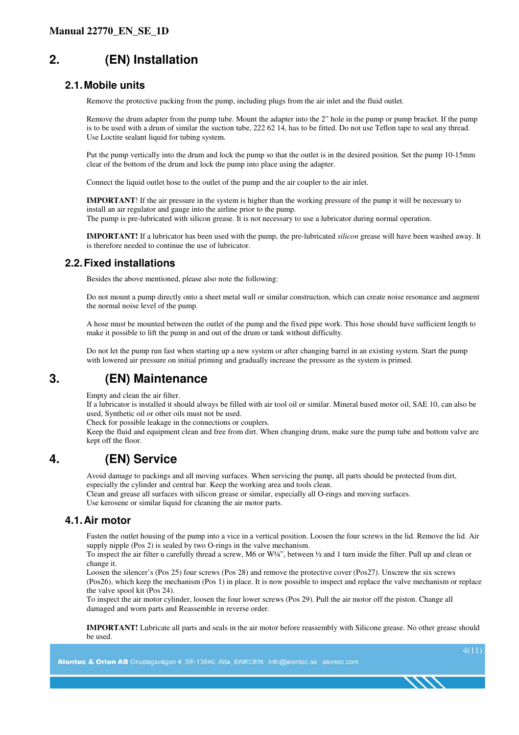## 2. (EN) Installation

### 2.1. Mobile units

Remove the protective packing from the pump, including plugs from the air inlet and the fluid outlet.

Remove the drum adapter from the pump tube. Mount the adapter into the 2” hole in the pump or pump bracket. If the pump is to be used with a drum of similar the suction tube, 222 62 14, has to be fitted. Do not use Teflon tape to seal any thread. Use Loctite sealant liquid for tubing system.

Put the pump vertically into the drum and lock the pump so that the outlet is in the desired position. Set the pump 10-15mm clear of the bottom of the drum and lock the pump into place using the adapter.

Connect the liquid outlet hose to the outlet of the pump and the air coupler to the air inlet.

**IMPORTANT**! If the air pressure in the system is higher than the working pressure of the pump it will be necessary to install an air regulator and gauge into the airline prior to the pump.
The pump is pre-lubricated with silicon grease. It is not necessary to use a lubricator during normal operation.

**IMPORTANT!** If a lubricator has been used with the pump, the pre-lubricated *silicon* grease will have been washed away. It is therefore needed to continue the use of lubricator.

### 2.2. Fixed installations

Besides the above mentioned, please also note the following:

Do not mount a pump directly onto a sheet metal wall or similar construction, which can create noise resonance and augment the normal noise level of the pump.

A hose must be mounted between the outlet of the pump and the fixed pipe work. This hose should have sufficient length to make it possible to lift the pump in and out of the drum or tank without difficulty.

Do not let the pump run fast when starting up a new system or after changing barrel in an existing system. Start the pump with lowered air pressure on initial priming and gradually increase the pressure as the system is primed.

## 3. (EN) Maintenance

Empty and clean the air filter.
If a lubricator is installed it should always be filled with air tool oil or similar. Mineral based motor oil, SAE 10, can also be used, Synthetic oil or other oils must not be used.
Check for possible leakage in the connections or couplers.
Keep the fluid and equipment clean and free from dirt. When changing drum, make sure the pump tube and bottom valve are kept off the floor.

## 4. (EN) Service

Avoid damage to packings and all moving surfaces. When servicing the pump, all parts should be protected from dirt, especially the cylinder and central bar. Keep the working area and tools clean.
Clean and grease all surfaces with silicon grease or similar, especially all O-rings and moving surfaces.
Use kerosene or similar liquid for cleaning the air motor parts.

### 4.1. Air motor

Fasten the outlet housing of the pump into a vice in a vertical position. Loosen the four screws in the lid. Remove the lid. Air supply nipple (Pos 2) is sealed by two O-rings in the valve mechanism.
To inspect the air filter u carefully thread a screw, M6 or W¼”, between ½ and 1 turn inside the filter. Pull up and clean or change it.
Loosen the silencer’s (Pos 25) four screws (Pos 28) and remove the protective cover (Pos27). Unscrew the six screws (Pos26), which keep the mechanism (Pos 1) in place. It is now possible to inspect and replace the valve mechanism or replace the valve spool kit (Pos 24).
To inspect the air motor cylinder, loosen the four lower screws (Pos 29). Pull the air motor off the piston. Change all damaged and worn parts and Reassemble in reverse order.

**IMPORTANT!** Lubricate all parts and seals in the air motor before reassembly with Silicone grease. No other grease should be used.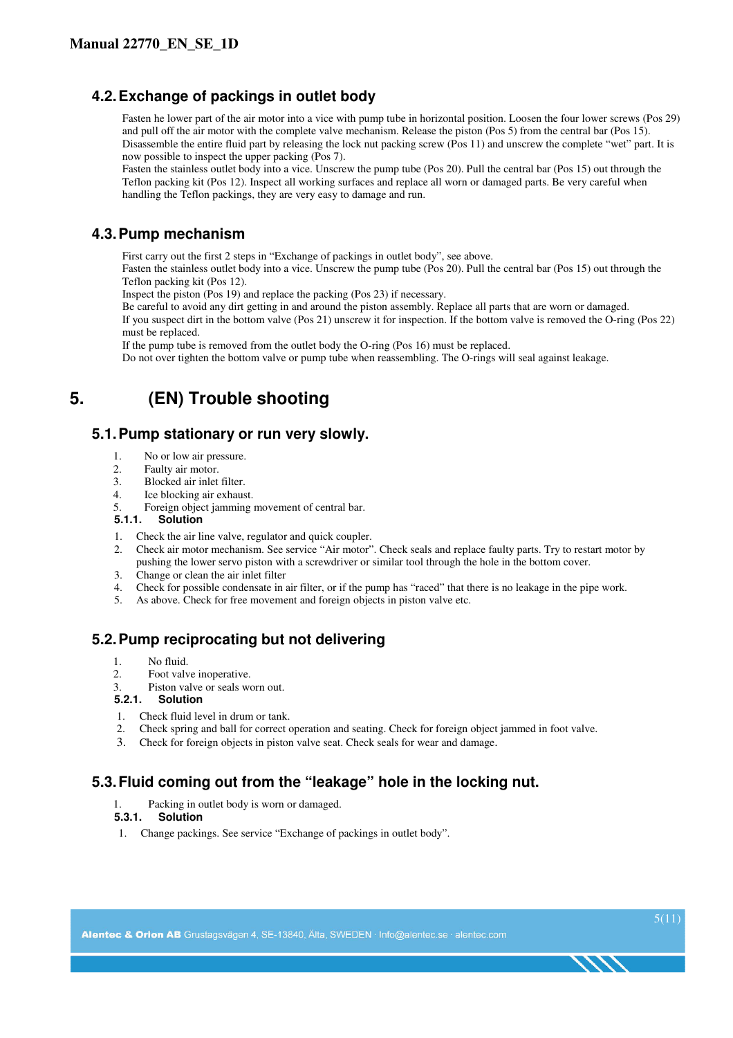## 4.2. Exchange of packings in outlet body

Fasten he lower part of the air motor into a vice with pump tube in horizontal position. Loosen the four lower screws (Pos 29) and pull off the air motor with the complete valve mechanism. Release the piston (Pos 5) from the central bar (Pos 15). Disassemble the entire fluid part by releasing the lock nut packing screw (Pos 11) and unscrew the complete "wet" part. It is now possible to inspect the upper packing (Pos 7).
Fasten the stainless outlet body into a vice. Unscrew the pump tube (Pos 20). Pull the central bar (Pos 15) out through the Teflon packing kit (Pos 12). Inspect all working surfaces and replace all worn or damaged parts. Be very careful when handling the Teflon packings, they are very easy to damage and run.

## 4.3. Pump mechanism

First carry out the first 2 steps in "Exchange of packings in outlet body", see above.
Fasten the stainless outlet body into a vice. Unscrew the pump tube (Pos 20). Pull the central bar (Pos 15) out through the Teflon packing kit (Pos 12).
Inspect the piston (Pos 19) and replace the packing (Pos 23) if necessary.
Be careful to avoid any dirt getting in and around the piston assembly. Replace all parts that are worn or damaged.
If you suspect dirt in the bottom valve (Pos 21) unscrew it for inspection. If the bottom valve is removed the O-ring (Pos 22) must be replaced.
If the pump tube is removed from the outlet body the O-ring (Pos 16) must be replaced.
Do not over tighten the bottom valve or pump tube when reassembling. The O-rings will seal against leakage.

# 5. (EN) Trouble shooting

## 5.1. Pump stationary or run very slowly.

1. No or low air pressure.
2. Faulty air motor.
3. Blocked air inlet filter.
4. Ice blocking air exhaust.
5. Foreign object jamming movement of central bar.

### 5.1.1. Solution

1. Check the air line valve, regulator and quick coupler.
2. Check air motor mechanism. See service "Air motor". Check seals and replace faulty parts. Try to restart motor by pushing the lower servo piston with a screwdriver or similar tool through the hole in the bottom cover.
3. Change or clean the air inlet filter
4. Check for possible condensate in air filter, or if the pump has "raced" that there is no leakage in the pipe work.
5. As above. Check for free movement and foreign objects in piston valve etc.

## 5.2. Pump reciprocating but not delivering

1. No fluid.
2. Foot valve inoperative.
3. Piston valve or seals worn out.

### 5.2.1. Solution

1. Check fluid level in drum or tank.
2. Check spring and ball for correct operation and seating. Check for foreign object jammed in foot valve.
3. Check for foreign objects in piston valve seat. Check seals for wear and damage.

## 5.3. Fluid coming out from the "leakage" hole in the locking nut.

1. Packing in outlet body is worn or damaged.

### 5.3.1. Solution

1. Change packings. See service "Exchange of packings in outlet body".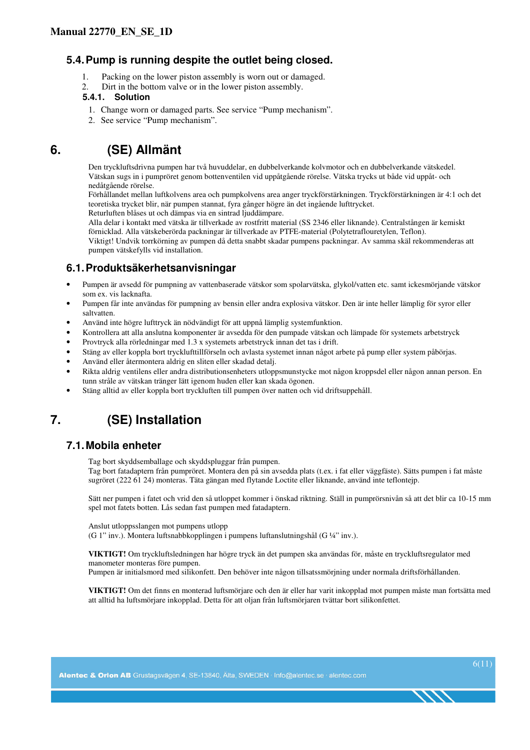## 5.4. Pump is running despite the outlet being closed.

1. Packing on the lower piston assembly is worn out or damaged.
2. Dirt in the bottom valve or in the lower piston assembly.

### 5.4.1. Solution

1. Change worn or damaged parts. See service “Pump mechanism”.
2. See service “Pump mechanism”.

# 6. (SE) Allmänt

Den tryckluftsdrivna pumpen har två huvuddelar, en dubbelverkande kolvmotor och en dubbelverkande vätskedel. Vätskan sugs in i pumpröret genom bottenventilen vid uppåtgående rörelse. Vätska trycks ut både vid uppåt- och nedåtgående rörelse.
Förhållandet mellan luftkolvens area och pumpkolvens area anger tryckförstärkningen. Tryckförstärkningen är 4:1 och det teoretiska trycket blir, när pumpen stannat, fyra gånger högre än det ingående lufttrycket.
Returluften blåses ut och dämpas via en sintrad ljuddämpare.
Alla delar i kontakt med vätska är tillverkade av rostfritt material (SS 2346 eller liknande). Centralstången är kemiskt förnicklad. Alla vätskeberörda packningar är tillverkade av PTFE-material (Polytetraflouretylen, Teflon).
Viktigt! Undvik torrkörning av pumpen då detta snabbt skadar pumpens packningar. Av samma skäl rekommenderas att pumpen vätskefylls vid installation.

## 6.1. Produktsäkerhetsanvisningar

- Pumpen är avsedd för pumpning av vattenbaserade vätskor som spolarvätska, glykol/vatten etc. samt ickesmörjande vätskor som ex. vis lacknafta.
- Pumpen får inte användas för pumpning av bensin eller andra explosiva vätskor. Den är inte heller lämplig för syror eller saltvatten.
- Använd inte högre lufttryck än nödvändigt för att uppnå lämplig systemfunktion.
- Kontrollera att alla anslutna komponenter är avsedda för den pumpade vätskan och lämpade för systemets arbetstryck
- Provtryck alla rörledningar med 1.3 x systemets arbetstryck innan det tas i drift.
- Stäng av eller koppla bort tryckluftstillförseln och avlasta systemet innan något arbete på pump eller system påbörjas.
- Använd eller återmontera aldrig en sliten eller skadad detalj.
- Rikta aldrig ventilens eller andra distributionsenheters utloppsmunstycke mot någon kroppsdel eller någon annan person. En tunn stråle av vätskan tränger lätt igenom huden eller kan skada ögonen.
- Stäng alltid av eller koppla bort tryckluften till pumpen över natten och vid driftsuppehåll.

# 7. (SE) Installation

## 7.1. Mobila enheter

Tag bort skyddsemballage och skyddspluggar från pumpen.
Tag bort fatadaptern från pumpröret. Montera den på sin avsedda plats (t.ex. i fat eller väggfäste). Sätts pumpen i fat måste sugröret (222 61 24) monteras. Täta gängan med flytande Loctite eller liknande, använd inte teflontejp.

Sätt ner pumpen i fatet och vrid den så utloppet kommer i önskad riktning. Ställ in pumprörsnivån så att det blir ca 10-15 mm spel mot fatets botten. Lås sedan fast pumpen med fatadaptern.

Anslut utloppsslangen mot pumpens utlopp
(G 1” inv.). Montera luftsnabbkopplingen i pumpens luftanslutningshål (G ¼” inv.).

**VIKTIGT!** Om tryckluftsledningen har högre tryck än det pumpen ska användas för, måste en tryckluftsregulator med manometer monteras före pumpen.
Pumpen är initialsmord med silikonfett. Den behöver inte någon tillsatssmörjning under normala driftsförhållanden.

**VIKTIGT!** Om det finns en monterad luftsmörjare och den är eller har varit inkopplad mot pumpen måste man fortsätta med att alltid ha luftsmörjare inkopplad. Detta för att oljan från luftsmörjaren tvättar bort silikonfettet.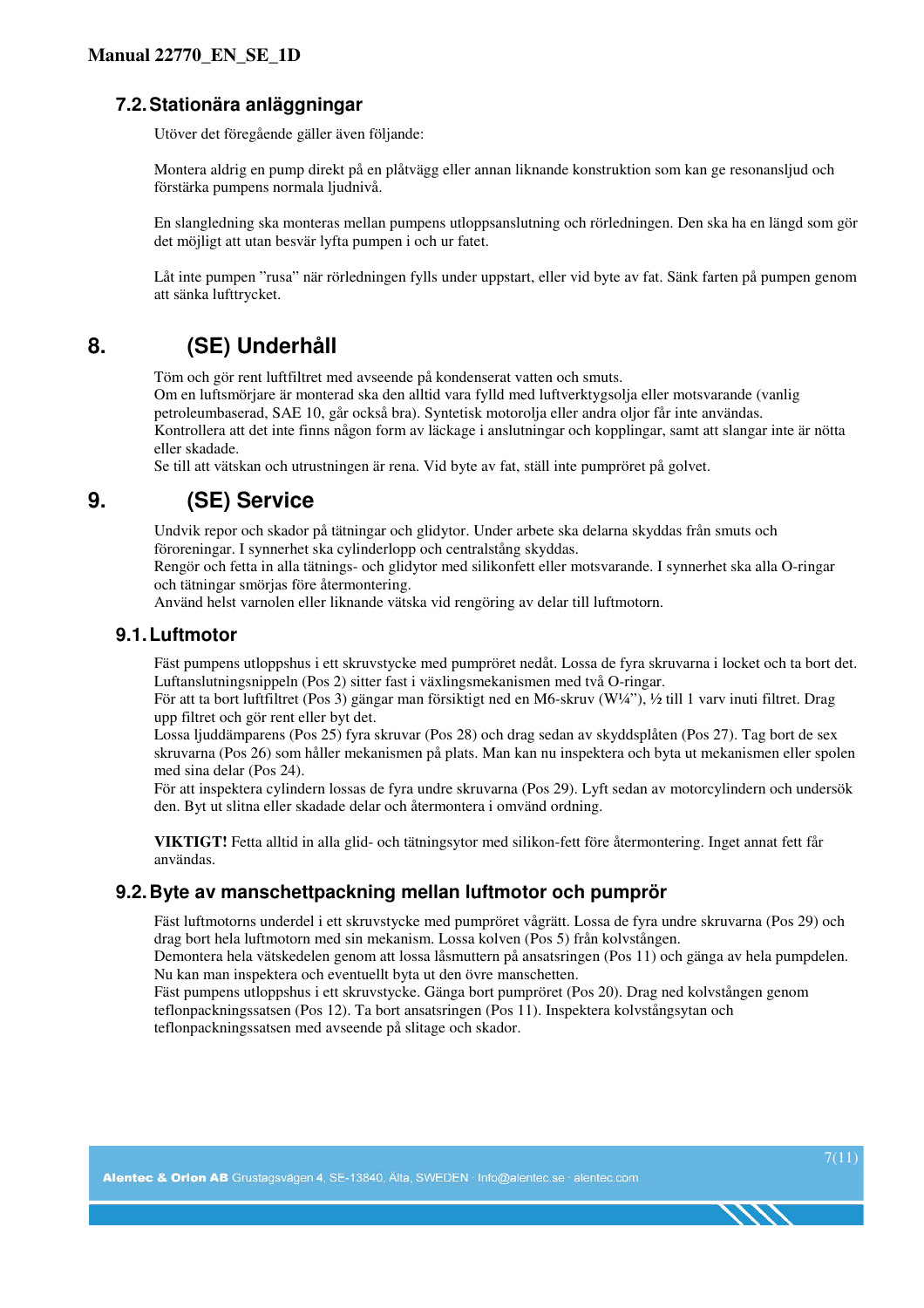## 7.2. Stationära anläggningar

Utöver det föregående gäller även följande:

Montera aldrig en pump direkt på en plåtvägg eller annan liknande konstruktion som kan ge resonansljud och förstärka pumpens normala ljudnivå.

En slangledning ska monteras mellan pumpens utloppsanslutning och rörledningen. Den ska ha en längd som gör det möjligt att utan besvär lyfta pumpen i och ur fatet.

Låt inte pumpen "rusa" när rörledningen fylls under uppstart, eller vid byte av fat. Sänk farten på pumpen genom att sänka lufttrycket.

# 8. (SE) Underhåll

Töm och gör rent luftfiltret med avseende på kondenserat vatten och smuts.
Om en luftsmörjare är monterad ska den alltid vara fylld med luftverktygsolja eller motsvarande (vanlig petroleumbaserad, SAE 10, går också bra). Syntetisk motorolja eller andra oljor får inte användas.
Kontrollera att det inte finns någon form av läckage i anslutningar och kopplingar, samt att slangar inte är nötta eller skadade.
Se till att vätskan och utrustningen är rena. Vid byte av fat, ställ inte pumpröret på golvet.

# 9. (SE) Service

Undvik repor och skador på tätningar och glidytor. Under arbete ska delarna skyddas från smuts och föroreningar. I synnerhet ska cylinderlopp och centralstång skyddas.
Rengör och fetta in alla tätnings- och glidytor med silikonfett eller motsvarande. I synnerhet ska alla O-ringar och tätningar smörjas före återmontering.
Använd helst varnolen eller liknande vätska vid rengöring av delar till luftmotorn.

## 9.1. Luftmotor

Fäst pumpens utloppshus i ett skruvstycke med pumpröret nedåt. Lossa de fyra skruvarna i locket och ta bort det.
Luftanslutningsnippeln (Pos 2) sitter fast i växlingsmekanismen med två O-ringar.
För att ta bort luftfiltret (Pos 3) gängar man försiktigt ned en M6-skruv (W¼"), ½ till 1 varv inuti filtret. Drag upp filtret och gör rent eller byt det.
Lossa ljuddämparens (Pos 25) fyra skruvar (Pos 28) och drag sedan av skyddsplåten (Pos 27). Tag bort de sex skruvarna (Pos 26) som håller mekanismen på plats. Man kan nu inspektera och byta ut mekanismen eller spolen med sina delar (Pos 24).
För att inspektera cylindern lossas de fyra undre skruvarna (Pos 29). Lyft sedan av motorcylindern och undersök den. Byt ut slitna eller skadade delar och återmontera i omvänd ordning.

**VIKTIGT!** Fetta alltid in alla glid- och tätningsytor med silikon-fett före återmontering. Inget annat fett får användas.

## 9.2. Byte av manschettpackning mellan luftmotor och pumprör

Fäst luftmotorns underdel i ett skruvstycke med pumpröret vågrätt. Lossa de fyra undre skruvarna (Pos 29) och drag bort hela luftmotorn med sin mekanism. Lossa kolven (Pos 5) från kolvstången.
Demontera hela vätskedelen genom att lossa låsmuttern på ansatsringen (Pos 11) och gänga av hela pumpdelen. Nu kan man inspektera och eventuellt byta ut den övre manschetten.
Fäst pumpens utloppshus i ett skruvstycke. Gänga bort pumpröret (Pos 20). Drag ned kolvstången genom teflonpackningssatsen (Pos 12). Ta bort ansatsringen (Pos 11). Inspektera kolvstångsytan och teflonpackningssatsen med avseende på slitage och skador.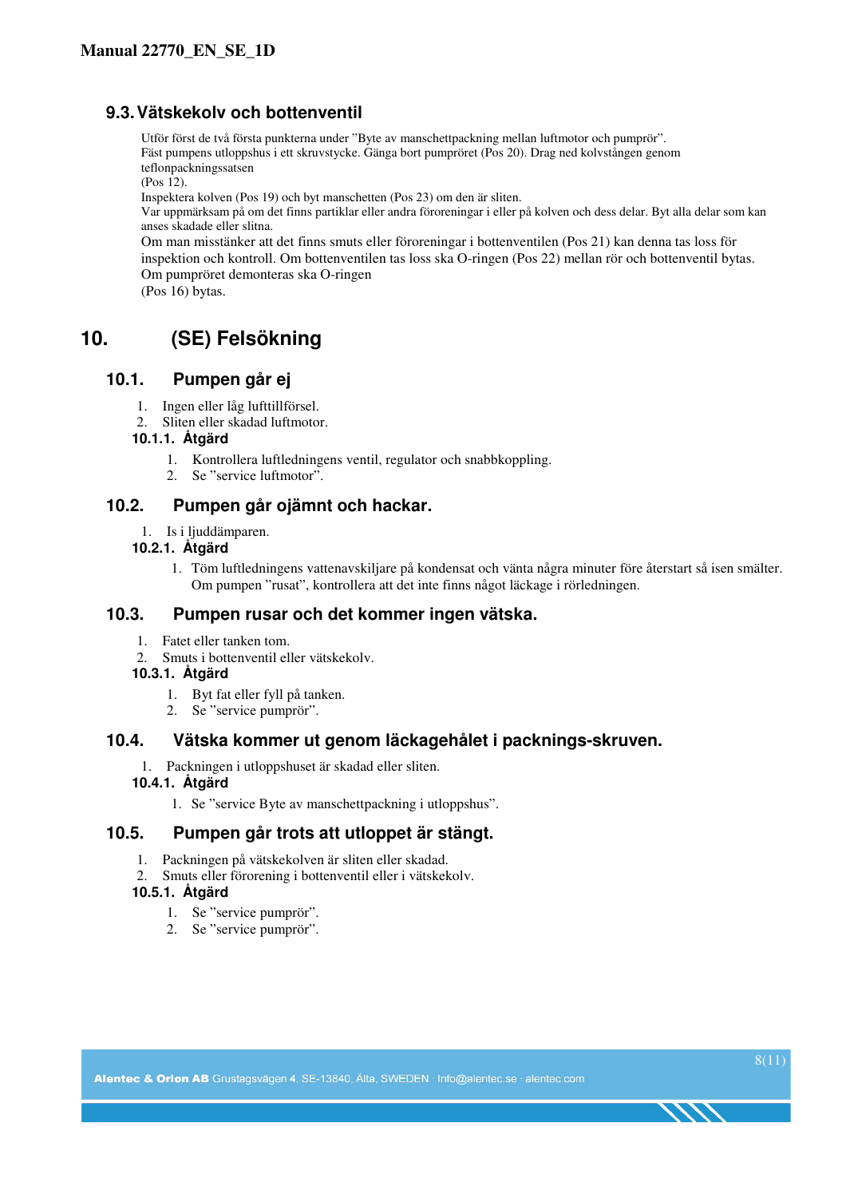## 9.3. Vätskekolv och bottenventil

Utför först de två första punkterna under "Byte av manschettpackning mellan luftmotor och pumprör".
Fäst pumpens utloppshus i ett skruvstycke. Gänga bort pumpröret (Pos 20). Drag ned kolvstången genom teflonpackningssatsen
(Pos 12).
Inspektera kolven (Pos 19) och byt manschetten (Pos 23) om den är sliten.
Var uppmärksam på om det finns partiklar eller andra föroreningar i eller på kolven och dess delar. Byt alla delar som kan anses skadade eller slitna.
Om man misstänker att det finns smuts eller föroreningar i bottenventilen (Pos 21) kan denna tas loss för inspektion och kontroll. Om bottenventilen tas loss ska O-ringen (Pos 22) mellan rör och bottenventil bytas.
Om pumpröret demonteras ska O-ringen
(Pos 16) bytas.

# 10. (SE) Felsökning

## 10.1. Pumpen går ej

1. Ingen eller låg lufttillförsel.
2. Sliten eller skadad luftmotor.

### 10.1.1. Åtgärd

1. Kontrollera luftledningens ventil, regulator och snabbkoppling.
2. Se "service luftmotor".

## 10.2. Pumpen går ojämnt och hackar.

1. Is i ljuddämparen.

### 10.2.1. Åtgärd

1. Töm luftledningens vattenavskiljare på kondensat och vänta några minuter före återstart så isen smälter. Om pumpen "rusat", kontrollera att det inte finns något läckage i rörledningen.

## 10.3. Pumpen rusar och det kommer ingen vätska.

1. Fatet eller tanken tom.
2. Smuts i bottenventil eller vätskekolv.

### 10.3.1. Åtgärd

1. Byt fat eller fyll på tanken.
2. Se "service pumprör".

## 10.4. Vätska kommer ut genom läckagehålet i packnings-skruven.

1. Packningen i utloppshuset är skadad eller sliten.

### 10.4.1. Åtgärd

1. Se "service Byte av manschettpackning i utloppshus".

## 10.5. Pumpen går trots att utloppet är stängt.

1. Packningen på vätskekolven är sliten eller skadad.
2. Smuts eller förorening i bottenventil eller i vätskekolv.

### 10.5.1. Åtgärd

1. Se "service pumprör".
2. Se "service pumprör".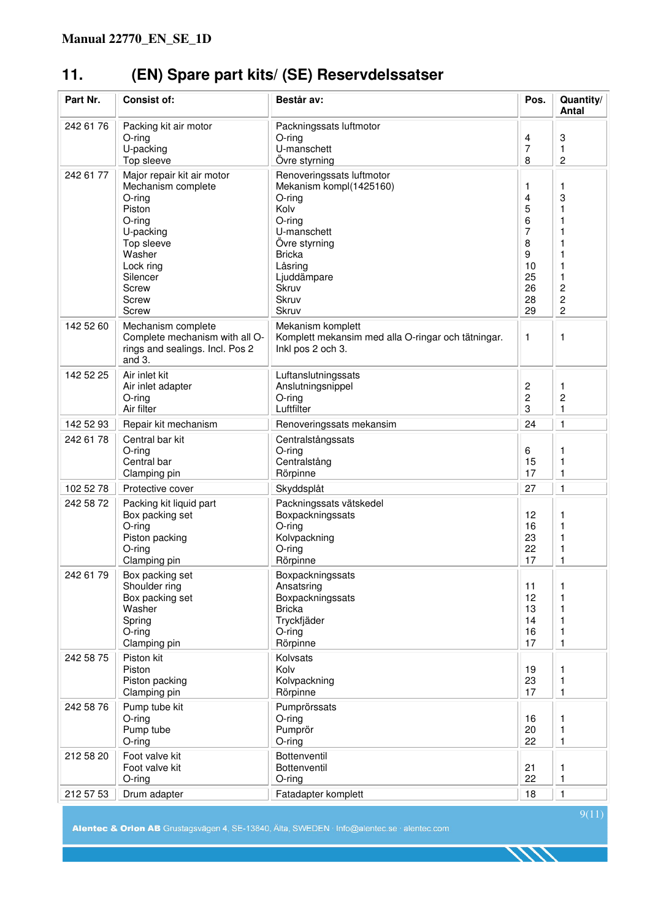# 11. (EN) Spare part kits/ (SE) Reservdelssatser

| Part Nr. | Consist of: | Består av: | Pos. | Quantity/ Antal |
|---|---|---|---|---|
| 242 61 76 | Packing kit air motor<br>O-ring<br>U-packing<br>Top sleeve | Packningssats luftmotor<br>O-ring<br>U-manschett<br>Övre styrning | <br>4<br>7<br>8 | <br>3<br>1<br>2 |
| 242 61 77 | Major repair kit air motor<br>Mechanism complete<br>O-ring<br>Piston<br>O-ring<br>U-packing<br>Top sleeve<br>Washer<br>Lock ring<br>Silencer<br>Screw<br>Screw<br>Screw | Renoveringssats luftmotor<br>Mekanism kompl(1425160)<br>O-ring<br>Kolv<br>O-ring<br>U-manschett<br>Övre styrning<br>Bricka<br>Låsring<br>Ljuddämpare<br>Skruv<br>Skruv<br>Skruv | <br>1<br>4<br>5<br>6<br>7<br>8<br>9<br>10<br>25<br>26<br>28<br>29 | <br>1<br>3<br>1<br>1<br>1<br>1<br>1<br>1<br>1<br>2<br>2<br>2 |
| 142 52 60 | Mechanism complete<br>Complete mechanism with all O-rings and sealings. Incl. Pos 2 and 3. | Mekanism komplett<br>Komplett mekansim med alla O-ringar och tätningar. Inkl pos 2 och 3. | <br>1 | <br>1 |
| 142 52 25 | Air inlet kit<br>Air inlet adapter<br>O-ring<br>Air filter | Luftanslutningssats<br>Anslutningsnippel<br>O-ring<br>Luftfilter | <br>2<br>2<br>3 | <br>1<br>2<br>1 |
| 142 52 93 | Repair kit mechanism | Renoveringssats mekansim | 24 | 1 |
| 242 61 78 | Central bar kit<br>O-ring<br>Central bar<br>Clamping pin | Centralstångssats<br>O-ring<br>Centralstång<br>Rörpinne | <br>6<br>15<br>17 | <br>1<br>1<br>1 |
| 102 52 78 | Protective cover | Skyddsplåt | 27 | 1 |
| 242 58 72 | Packing kit liquid part<br>Box packing set<br>O-ring<br>Piston packing<br>O-ring<br>Clamping pin | Packningssats vätskedel<br>Boxpackningssats<br>O-ring<br>Kolvpackning<br>O-ring<br>Rörpinne | <br>12<br>16<br>23<br>22<br>17 | <br>1<br>1<br>1<br>1<br>1 |
| 242 61 79 | Box packing set<br>Shoulder ring<br>Box packing set<br>Washer<br>Spring<br>O-ring<br>Clamping pin | Boxpackningssats<br>Ansatsring<br>Boxpackningssats<br>Bricka<br>Tryckfjäder<br>O-ring<br>Rörpinne | <br>11<br>12<br>13<br>14<br>16<br>17 | <br>1<br>1<br>1<br>1<br>1<br>1 |
| 242 58 75 | Piston kit<br>Piston<br>Piston packing<br>Clamping pin | Kolvsats<br>Kolv<br>Kolvpackning<br>Rörpinne | <br>19<br>23<br>17 | <br>1<br>1<br>1 |
| 242 58 76 | Pump tube kit<br>O-ring<br>Pump tube<br>O-ring | Pumprörssats<br>O-ring<br>Pumprör<br>O-ring | <br>16<br>20<br>22 | <br>1<br>1<br>1 |
| 212 58 20 | Foot valve kit<br>Foot valve kit<br>O-ring | Bottenventil<br>Bottenventil<br>O-ring | <br>21<br>22 | <br>1<br>1 |
| 212 57 53 | Drum adapter | Fatadapter komplett | 18 | 1 |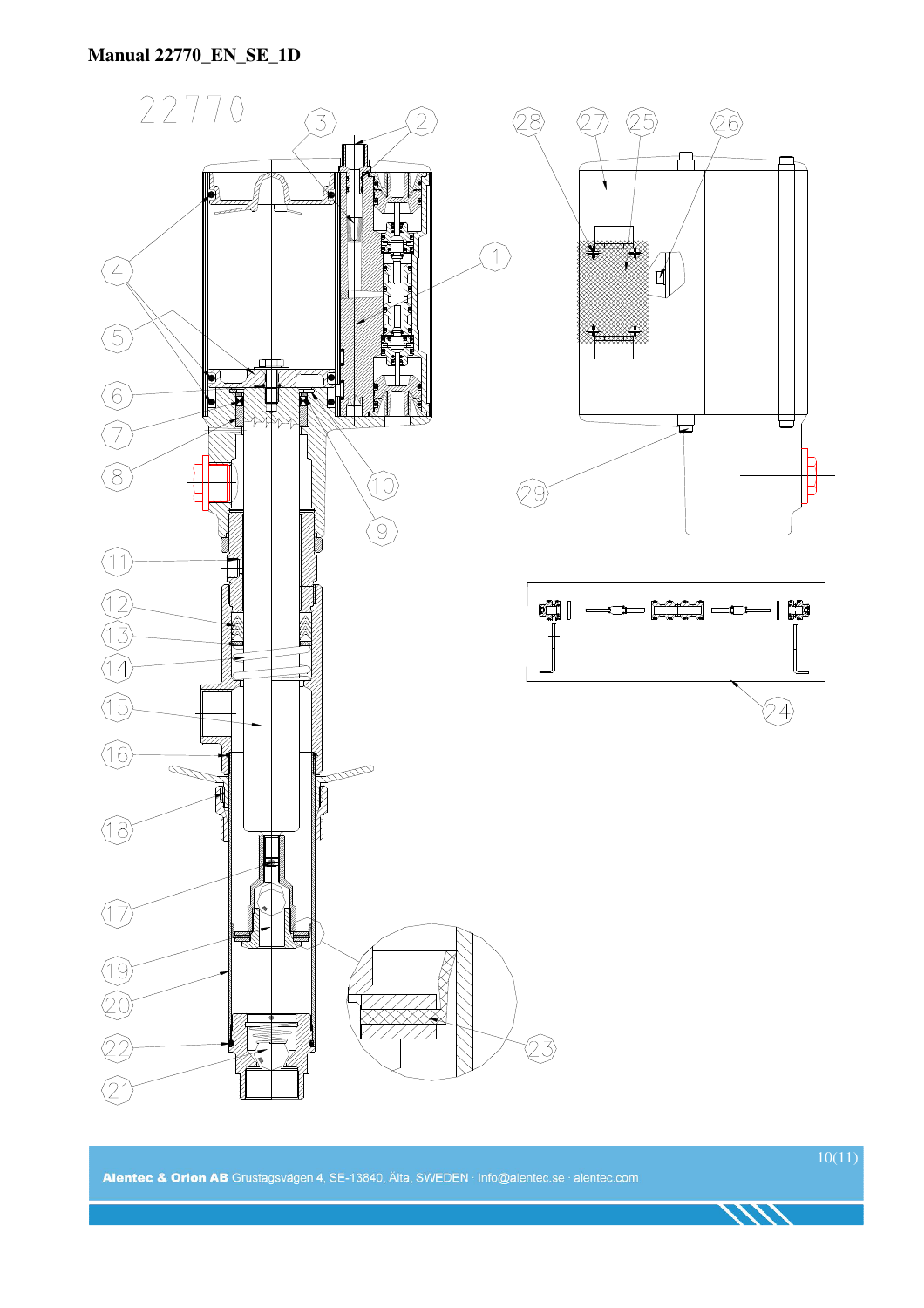22770

3 2 28 27 25 26

1

4

5

6

7

8

10

9

29

11

12

13

14

24

15

16

18

17

19

20

23

22

21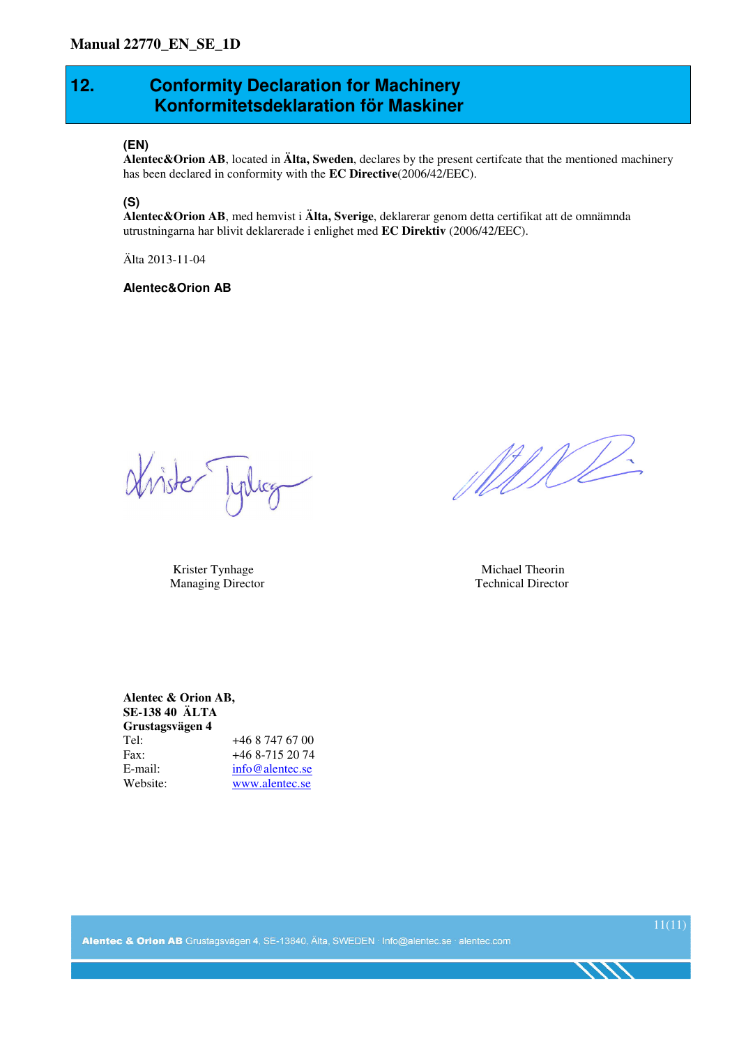## 12. Conformity Declaration for Machinery Konformitetsdeklaration för Maskiner

**(EN)**
**Alentec&Orion AB**, located in **Älta, Sweden**, declares by the present certifcate that the mentioned machinery has been declared in conformity with the **EC Directive**(2006/42/EEC).

**(S)**
**Alentec&Orion AB**, med hemvist i **Älta, Sverige**, deklarerar genom detta certifikat att de omnämnda utrustningarna har blivit deklarerade i enlighet med **EC Direktiv** (2006/42/EEC).

Älta 2013-11-04

**Alentec&Orion AB**

Krister Tynhage
Managing Director

Michael Theorin
Technical Director

**Alentec & Orion AB,**
**SE-138 40 ÄLTA**
**Grustagsvägen 4**

| | |
|---|---|
| Tel: | +46 8 747 67 00 |
| Fax: | +46 8-715 20 74 |
| E-mail: | info@alentec.se |
| Website: | www.alentec.se |